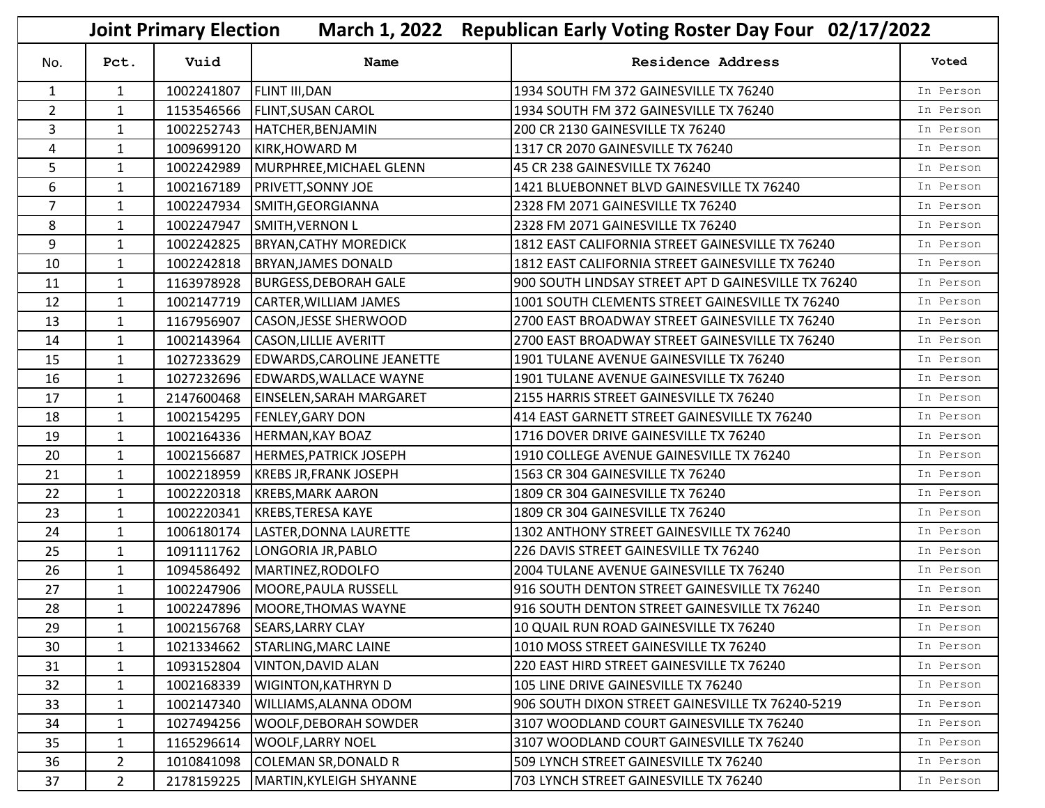# Joint Primary Election March 1, 2022 Republican Early Voting Roster Day Four 02/17/2022

| No. | Pct. | Vuid | Name | Residence Address | Voted |
|---|---|---|---|---|---|
| 1 | 1 | 1002241807 | FLINT III,DAN | 1934 SOUTH FM 372 GAINESVILLE TX 76240 | In Person |
| 2 | 1 | 1153546566 | FLINT,SUSAN CAROL | 1934 SOUTH FM 372 GAINESVILLE TX 76240 | In Person |
| 3 | 1 | 1002252743 | HATCHER,BENJAMIN | 200 CR 2130 GAINESVILLE TX 76240 | In Person |
| 4 | 1 | 1009699120 | KIRK,HOWARD M | 1317 CR 2070 GAINESVILLE TX 76240 | In Person |
| 5 | 1 | 1002242989 | MURPHREE,MICHAEL GLENN | 45 CR 238 GAINESVILLE TX 76240 | In Person |
| 6 | 1 | 1002167189 | PRIVETT,SONNY JOE | 1421 BLUEBONNET BLVD GAINESVILLE TX 76240 | In Person |
| 7 | 1 | 1002247934 | SMITH,GEORGIANNA | 2328 FM 2071 GAINESVILLE TX 76240 | In Person |
| 8 | 1 | 1002247947 | SMITH,VERNON L | 2328 FM 2071 GAINESVILLE TX 76240 | In Person |
| 9 | 1 | 1002242825 | BRYAN,CATHY MOREDICK | 1812 EAST CALIFORNIA STREET GAINESVILLE TX 76240 | In Person |
| 10 | 1 | 1002242818 | BRYAN,JAMES DONALD | 1812 EAST CALIFORNIA STREET GAINESVILLE TX 76240 | In Person |
| 11 | 1 | 1163978928 | BURGESS,DEBORAH GALE | 900 SOUTH LINDSAY STREET APT D GAINESVILLE TX 76240 | In Person |
| 12 | 1 | 1002147719 | CARTER,WILLIAM JAMES | 1001 SOUTH CLEMENTS STREET GAINESVILLE TX 76240 | In Person |
| 13 | 1 | 1167956907 | CASON,JESSE SHERWOOD | 2700 EAST BROADWAY STREET GAINESVILLE TX 76240 | In Person |
| 14 | 1 | 1002143964 | CASON,LILLIE AVERITT | 2700 EAST BROADWAY STREET GAINESVILLE TX 76240 | In Person |
| 15 | 1 | 1027233629 | EDWARDS,CAROLINE JEANETTE | 1901 TULANE AVENUE GAINESVILLE TX 76240 | In Person |
| 16 | 1 | 1027232696 | EDWARDS,WALLACE WAYNE | 1901 TULANE AVENUE GAINESVILLE TX 76240 | In Person |
| 17 | 1 | 2147600468 | EINSELEN,SARAH MARGARET | 2155 HARRIS STREET GAINESVILLE TX 76240 | In Person |
| 18 | 1 | 1002154295 | FENLEY,GARY DON | 414 EAST GARNETT STREET GAINESVILLE TX 76240 | In Person |
| 19 | 1 | 1002164336 | HERMAN,KAY BOAZ | 1716 DOVER DRIVE GAINESVILLE TX 76240 | In Person |
| 20 | 1 | 1002156687 | HERMES,PATRICK JOSEPH | 1910 COLLEGE AVENUE GAINESVILLE TX 76240 | In Person |
| 21 | 1 | 1002218959 | KREBS JR,FRANK JOSEPH | 1563 CR 304 GAINESVILLE TX 76240 | In Person |
| 22 | 1 | 1002220318 | KREBS,MARK AARON | 1809 CR 304 GAINESVILLE TX 76240 | In Person |
| 23 | 1 | 1002220341 | KREBS,TERESA KAYE | 1809 CR 304 GAINESVILLE TX 76240 | In Person |
| 24 | 1 | 1006180174 | LASTER,DONNA LAURETTE | 1302 ANTHONY STREET GAINESVILLE TX 76240 | In Person |
| 25 | 1 | 1091111762 | LONGORIA JR,PABLO | 226 DAVIS STREET GAINESVILLE TX 76240 | In Person |
| 26 | 1 | 1094586492 | MARTINEZ,RODOLFO | 2004 TULANE AVENUE GAINESVILLE TX 76240 | In Person |
| 27 | 1 | 1002247906 | MOORE,PAULA RUSSELL | 916 SOUTH DENTON STREET GAINESVILLE TX 76240 | In Person |
| 28 | 1 | 1002247896 | MOORE,THOMAS WAYNE | 916 SOUTH DENTON STREET GAINESVILLE TX 76240 | In Person |
| 29 | 1 | 1002156768 | SEARS,LARRY CLAY | 10 QUAIL RUN ROAD GAINESVILLE TX 76240 | In Person |
| 30 | 1 | 1021334662 | STARLING,MARC LAINE | 1010 MOSS STREET GAINESVILLE TX 76240 | In Person |
| 31 | 1 | 1093152804 | VINTON,DAVID ALAN | 220 EAST HIRD STREET GAINESVILLE TX 76240 | In Person |
| 32 | 1 | 1002168339 | WIGINTON,KATHRYN D | 105 LINE DRIVE GAINESVILLE TX 76240 | In Person |
| 33 | 1 | 1002147340 | WILLIAMS,ALANNA ODOM | 906 SOUTH DIXON STREET GAINESVILLE TX 76240-5219 | In Person |
| 34 | 1 | 1027494256 | WOOLF,DEBORAH SOWDER | 3107 WOODLAND COURT GAINESVILLE TX 76240 | In Person |
| 35 | 1 | 1165296614 | WOOLF,LARRY NOEL | 3107 WOODLAND COURT GAINESVILLE TX 76240 | In Person |
| 36 | 2 | 1010841098 | COLEMAN SR,DONALD R | 509 LYNCH STREET GAINESVILLE TX 76240 | In Person |
| 37 | 2 | 2178159225 | MARTIN,KYLEIGH SHYANNE | 703 LYNCH STREET GAINESVILLE TX 76240 | In Person |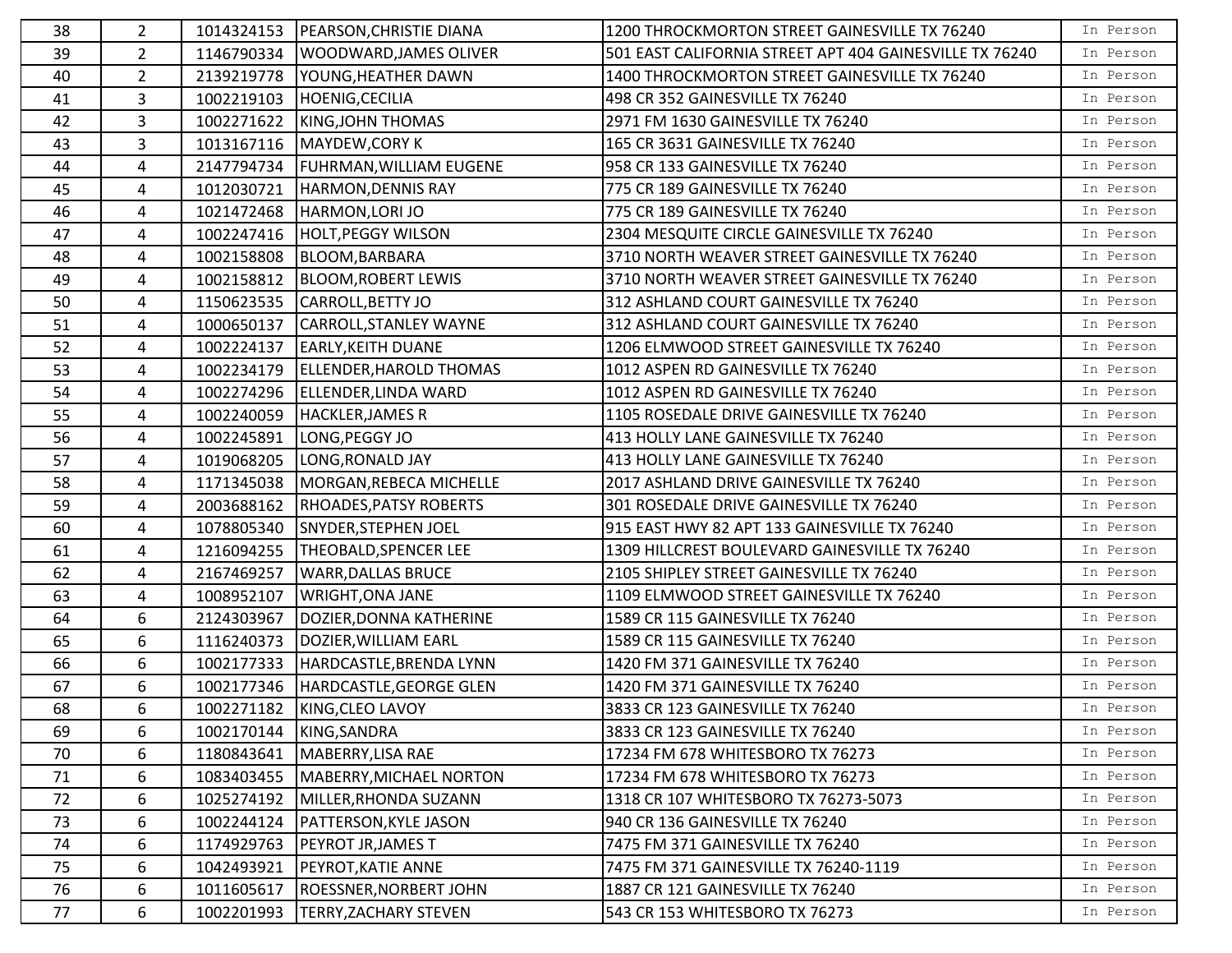| | | | | | |
|---|---|---|---|---|---|
| 38 | 2 | 1014324153 | PEARSON,CHRISTIE DIANA | 1200 THROCKMORTON STREET GAINESVILLE TX 76240 | In Person |
| 39 | 2 | 1146790334 | WOODWARD,JAMES OLIVER | 501 EAST CALIFORNIA STREET APT 404 GAINESVILLE TX 76240 | In Person |
| 40 | 2 | 2139219778 | YOUNG,HEATHER DAWN | 1400 THROCKMORTON STREET GAINESVILLE TX 76240 | In Person |
| 41 | 3 | 1002219103 | HOENIG,CECILIA | 498 CR 352 GAINESVILLE TX 76240 | In Person |
| 42 | 3 | 1002271622 | KING,JOHN THOMAS | 2971 FM 1630 GAINESVILLE TX 76240 | In Person |
| 43 | 3 | 1013167116 | MAYDEW,CORY K | 165 CR 3631 GAINESVILLE TX 76240 | In Person |
| 44 | 4 | 2147794734 | FUHRMAN,WILLIAM EUGENE | 958 CR 133 GAINESVILLE TX 76240 | In Person |
| 45 | 4 | 1012030721 | HARMON,DENNIS RAY | 775 CR 189 GAINESVILLE TX 76240 | In Person |
| 46 | 4 | 1021472468 | HARMON,LORI JO | 775 CR 189 GAINESVILLE TX 76240 | In Person |
| 47 | 4 | 1002247416 | HOLT,PEGGY WILSON | 2304 MESQUITE CIRCLE GAINESVILLE TX 76240 | In Person |
| 48 | 4 | 1002158808 | BLOOM,BARBARA | 3710 NORTH WEAVER STREET GAINESVILLE TX 76240 | In Person |
| 49 | 4 | 1002158812 | BLOOM,ROBERT LEWIS | 3710 NORTH WEAVER STREET GAINESVILLE TX 76240 | In Person |
| 50 | 4 | 1150623535 | CARROLL,BETTY JO | 312 ASHLAND COURT GAINESVILLE TX 76240 | In Person |
| 51 | 4 | 1000650137 | CARROLL,STANLEY WAYNE | 312 ASHLAND COURT GAINESVILLE TX 76240 | In Person |
| 52 | 4 | 1002224137 | EARLY,KEITH DUANE | 1206 ELMWOOD STREET GAINESVILLE TX 76240 | In Person |
| 53 | 4 | 1002234179 | ELLENDER,HAROLD THOMAS | 1012 ASPEN RD GAINESVILLE TX 76240 | In Person |
| 54 | 4 | 1002274296 | ELLENDER,LINDA WARD | 1012 ASPEN RD GAINESVILLE TX 76240 | In Person |
| 55 | 4 | 1002240059 | HACKLER,JAMES R | 1105 ROSEDALE DRIVE GAINESVILLE TX 76240 | In Person |
| 56 | 4 | 1002245891 | LONG,PEGGY JO | 413 HOLLY LANE GAINESVILLE TX 76240 | In Person |
| 57 | 4 | 1019068205 | LONG,RONALD JAY | 413 HOLLY LANE GAINESVILLE TX 76240 | In Person |
| 58 | 4 | 1171345038 | MORGAN,REBECA MICHELLE | 2017 ASHLAND DRIVE GAINESVILLE TX 76240 | In Person |
| 59 | 4 | 2003688162 | RHOADES,PATSY ROBERTS | 301 ROSEDALE DRIVE GAINESVILLE TX 76240 | In Person |
| 60 | 4 | 1078805340 | SNYDER,STEPHEN JOEL | 915 EAST HWY 82 APT 133 GAINESVILLE TX 76240 | In Person |
| 61 | 4 | 1216094255 | THEOBALD,SPENCER LEE | 1309 HILLCREST BOULEVARD GAINESVILLE TX 76240 | In Person |
| 62 | 4 | 2167469257 | WARR,DALLAS BRUCE | 2105 SHIPLEY STREET GAINESVILLE TX 76240 | In Person |
| 63 | 4 | 1008952107 | WRIGHT,ONA JANE | 1109 ELMWOOD STREET GAINESVILLE TX 76240 | In Person |
| 64 | 6 | 2124303967 | DOZIER,DONNA KATHERINE | 1589 CR 115 GAINESVILLE TX 76240 | In Person |
| 65 | 6 | 1116240373 | DOZIER,WILLIAM EARL | 1589 CR 115 GAINESVILLE TX 76240 | In Person |
| 66 | 6 | 1002177333 | HARDCASTLE,BRENDA LYNN | 1420 FM 371 GAINESVILLE TX 76240 | In Person |
| 67 | 6 | 1002177346 | HARDCASTLE,GEORGE GLEN | 1420 FM 371 GAINESVILLE TX 76240 | In Person |
| 68 | 6 | 1002271182 | KING,CLEO LAVOY | 3833 CR 123 GAINESVILLE TX 76240 | In Person |
| 69 | 6 | 1002170144 | KING,SANDRA | 3833 CR 123 GAINESVILLE TX 76240 | In Person |
| 70 | 6 | 1180843641 | MABERRY,LISA RAE | 17234 FM 678 WHITESBORO TX 76273 | In Person |
| 71 | 6 | 1083403455 | MABERRY,MICHAEL NORTON | 17234 FM 678 WHITESBORO TX 76273 | In Person |
| 72 | 6 | 1025274192 | MILLER,RHONDA SUZANN | 1318 CR 107 WHITESBORO TX 76273-5073 | In Person |
| 73 | 6 | 1002244124 | PATTERSON,KYLE JASON | 940 CR 136 GAINESVILLE TX 76240 | In Person |
| 74 | 6 | 1174929763 | PEYROT JR,JAMES T | 7475 FM 371 GAINESVILLE TX 76240 | In Person |
| 75 | 6 | 1042493921 | PEYROT,KATIE ANNE | 7475 FM 371 GAINESVILLE TX 76240-1119 | In Person |
| 76 | 6 | 1011605617 | ROESSNER,NORBERT JOHN | 1887 CR 121 GAINESVILLE TX 76240 | In Person |
| 77 | 6 | 1002201993 | TERRY,ZACHARY STEVEN | 543 CR 153 WHITESBORO TX 76273 | In Person |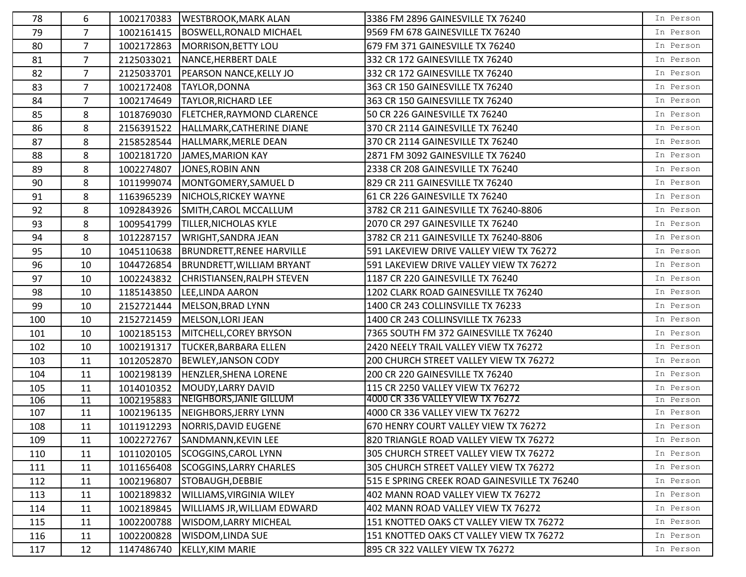| | | | | | |
|---|---|---|---|---|---|
| 78 | 6 | 1002170383 | WESTBROOK,MARK ALAN | 3386 FM 2896 GAINESVILLE TX 76240 | In Person |
| 79 | 7 | 1002161415 | BOSWELL,RONALD MICHAEL | 9569 FM 678 GAINESVILLE TX 76240 | In Person |
| 80 | 7 | 1002172863 | MORRISON,BETTY LOU | 679 FM 371 GAINESVILLE TX 76240 | In Person |
| 81 | 7 | 2125033021 | NANCE,HERBERT DALE | 332 CR 172 GAINESVILLE TX 76240 | In Person |
| 82 | 7 | 2125033701 | PEARSON NANCE,KELLY JO | 332 CR 172 GAINESVILLE TX 76240 | In Person |
| 83 | 7 | 1002172408 | TAYLOR,DONNA | 363 CR 150 GAINESVILLE TX 76240 | In Person |
| 84 | 7 | 1002174649 | TAYLOR,RICHARD LEE | 363 CR 150 GAINESVILLE TX 76240 | In Person |
| 85 | 8 | 1018769030 | FLETCHER,RAYMOND CLARENCE | 50 CR 226 GAINESVILLE TX 76240 | In Person |
| 86 | 8 | 2156391522 | HALLMARK,CATHERINE DIANE | 370 CR 2114 GAINESVILLE TX 76240 | In Person |
| 87 | 8 | 2158528544 | HALLMARK,MERLE DEAN | 370 CR 2114 GAINESVILLE TX 76240 | In Person |
| 88 | 8 | 1002181720 | JAMES,MARION KAY | 2871 FM 3092 GAINESVILLE TX 76240 | In Person |
| 89 | 8 | 1002274807 | JONES,ROBIN ANN | 2338 CR 208 GAINESVILLE TX 76240 | In Person |
| 90 | 8 | 1011999074 | MONTGOMERY,SAMUEL D | 829 CR 211 GAINESVILLE TX 76240 | In Person |
| 91 | 8 | 1163965239 | NICHOLS,RICKEY WAYNE | 61 CR 226 GAINESVILLE TX 76240 | In Person |
| 92 | 8 | 1092843926 | SMITH,CAROL MCCALLUM | 3782 CR 211 GAINESVILLE TX 76240-8806 | In Person |
| 93 | 8 | 1009541799 | TILLER,NICHOLAS KYLE | 2070 CR 297 GAINESVILLE TX 76240 | In Person |
| 94 | 8 | 1012287157 | WRIGHT,SANDRA JEAN | 3782 CR 211 GAINESVILLE TX 76240-8806 | In Person |
| 95 | 10 | 1045110638 | BRUNDRETT,RENEE HARVILLE | 591 LAKEVIEW DRIVE VALLEY VIEW TX 76272 | In Person |
| 96 | 10 | 1044726854 | BRUNDRETT,WILLIAM BRYANT | 591 LAKEVIEW DRIVE VALLEY VIEW TX 76272 | In Person |
| 97 | 10 | 1002243832 | CHRISTIANSEN,RALPH STEVEN | 1187 CR 220 GAINESVILLE TX 76240 | In Person |
| 98 | 10 | 1185143850 | LEE,LINDA AARON | 1202 CLARK ROAD GAINESVILLE TX 76240 | In Person |
| 99 | 10 | 2152721444 | MELSON,BRAD LYNN | 1400 CR 243 COLLINSVILLE TX 76233 | In Person |
| 100 | 10 | 2152721459 | MELSON,LORI JEAN | 1400 CR 243 COLLINSVILLE TX 76233 | In Person |
| 101 | 10 | 1002185153 | MITCHELL,COREY BRYSON | 7365 SOUTH FM 372 GAINESVILLE TX 76240 | In Person |
| 102 | 10 | 1002191317 | TUCKER,BARBARA ELLEN | 2420 NEELY TRAIL VALLEY VIEW TX 76272 | In Person |
| 103 | 11 | 1012052870 | BEWLEY,JANSON CODY | 200 CHURCH STREET VALLEY VIEW TX 76272 | In Person |
| 104 | 11 | 1002198139 | HENZLER,SHENA LORENE | 200 CR 220 GAINESVILLE TX 76240 | In Person |
| 105 | 11 | 1014010352 | MOUDY,LARRY DAVID | 115 CR 2250 VALLEY VIEW TX 76272 | In Person |
| 106 | 11 | 1002195883 | NEIGHBORS,JANIE GILLUM | 4000 CR 336 VALLEY VIEW TX 76272 | In Person |
| 107 | 11 | 1002196135 | NEIGHBORS,JERRY LYNN | 4000 CR 336 VALLEY VIEW TX 76272 | In Person |
| 108 | 11 | 1011912293 | NORRIS,DAVID EUGENE | 670 HENRY COURT VALLEY VIEW TX 76272 | In Person |
| 109 | 11 | 1002272767 | SANDMANN,KEVIN LEE | 820 TRIANGLE ROAD VALLEY VIEW TX 76272 | In Person |
| 110 | 11 | 1011020105 | SCOGGINS,CAROL LYNN | 305 CHURCH STREET VALLEY VIEW TX 76272 | In Person |
| 111 | 11 | 1011656408 | SCOGGINS,LARRY CHARLES | 305 CHURCH STREET VALLEY VIEW TX 76272 | In Person |
| 112 | 11 | 1002196807 | STOBAUGH,DEBBIE | 515 E SPRING CREEK ROAD GAINESVILLE TX 76240 | In Person |
| 113 | 11 | 1002189832 | WILLIAMS,VIRGINIA WILEY | 402 MANN ROAD VALLEY VIEW TX 76272 | In Person |
| 114 | 11 | 1002189845 | WILLIAMS JR,WILLIAM EDWARD | 402 MANN ROAD VALLEY VIEW TX 76272 | In Person |
| 115 | 11 | 1002200788 | WISDOM,LARRY MICHEAL | 151 KNOTTED OAKS CT VALLEY VIEW TX 76272 | In Person |
| 116 | 11 | 1002200828 | WISDOM,LINDA SUE | 151 KNOTTED OAKS CT VALLEY VIEW TX 76272 | In Person |
| 117 | 12 | 1147486740 | KELLY,KIM MARIE | 895 CR 322 VALLEY VIEW TX 76272 | In Person |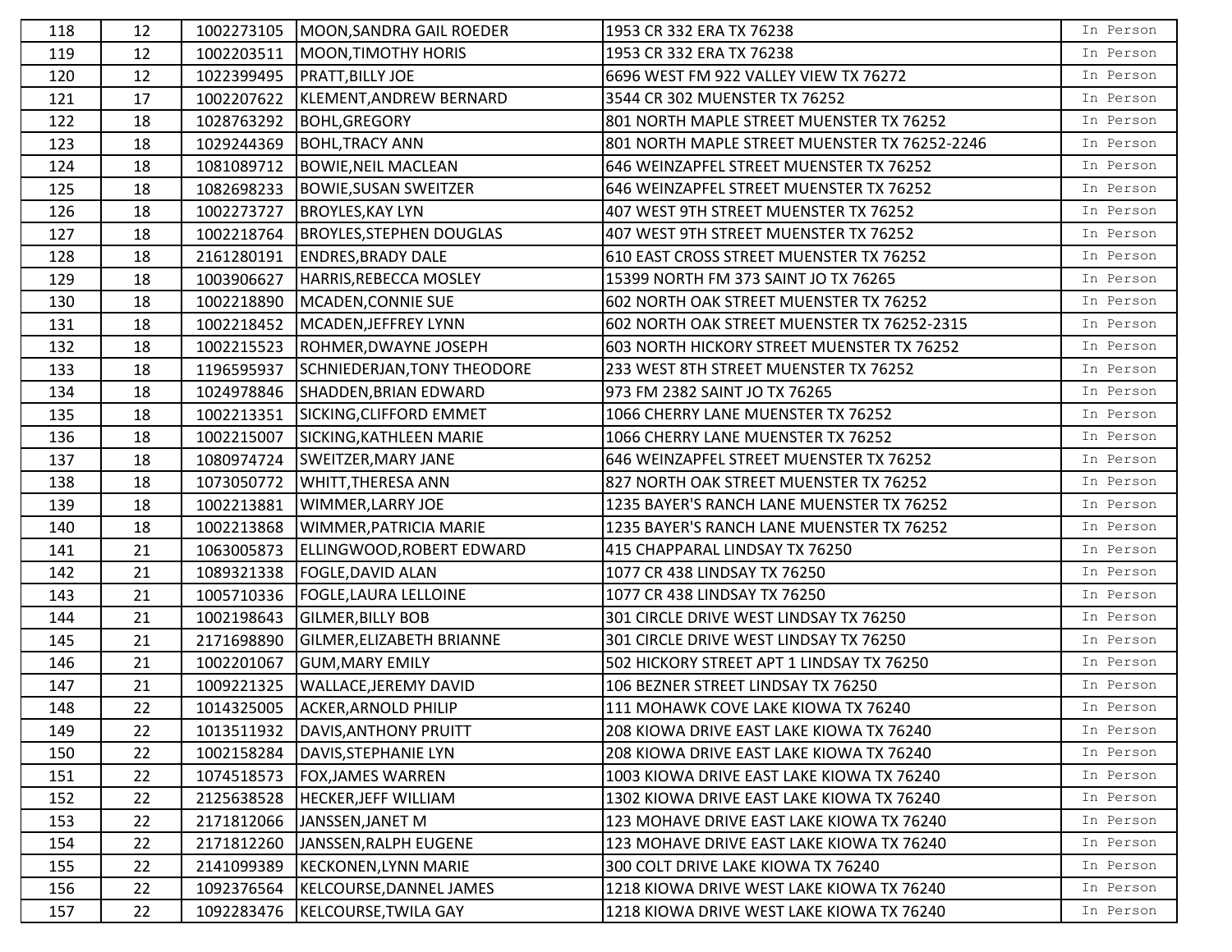| | | | | | |
|---|---|---|---|---|---|
| 118 | 12 | 1002273105 | MOON,SANDRA GAIL ROEDER | 1953 CR 332 ERA TX 76238 | In Person |
| 119 | 12 | 1002203511 | MOON,TIMOTHY HORIS | 1953 CR 332 ERA TX 76238 | In Person |
| 120 | 12 | 1022399495 | PRATT,BILLY JOE | 6696 WEST FM 922 VALLEY VIEW TX 76272 | In Person |
| 121 | 17 | 1002207622 | KLEMENT,ANDREW BERNARD | 3544 CR 302 MUENSTER TX 76252 | In Person |
| 122 | 18 | 1028763292 | BOHL,GREGORY | 801 NORTH MAPLE STREET MUENSTER TX 76252 | In Person |
| 123 | 18 | 1029244369 | BOHL,TRACY ANN | 801 NORTH MAPLE STREET MUENSTER TX 76252-2246 | In Person |
| 124 | 18 | 1081089712 | BOWIE,NEIL MACLEAN | 646 WEINZAPFEL STREET MUENSTER TX 76252 | In Person |
| 125 | 18 | 1082698233 | BOWIE,SUSAN SWEITZER | 646 WEINZAPFEL STREET MUENSTER TX 76252 | In Person |
| 126 | 18 | 1002273727 | BROYLES,KAY LYN | 407 WEST 9TH STREET MUENSTER TX 76252 | In Person |
| 127 | 18 | 1002218764 | BROYLES,STEPHEN DOUGLAS | 407 WEST 9TH STREET MUENSTER TX 76252 | In Person |
| 128 | 18 | 2161280191 | ENDRES,BRADY DALE | 610 EAST CROSS STREET MUENSTER TX 76252 | In Person |
| 129 | 18 | 1003906627 | HARRIS,REBECCA MOSLEY | 15399 NORTH FM 373 SAINT JO TX 76265 | In Person |
| 130 | 18 | 1002218890 | MCADEN,CONNIE SUE | 602 NORTH OAK STREET MUENSTER TX 76252 | In Person |
| 131 | 18 | 1002218452 | MCADEN,JEFFREY LYNN | 602 NORTH OAK STREET MUENSTER TX 76252-2315 | In Person |
| 132 | 18 | 1002215523 | ROHMER,DWAYNE JOSEPH | 603 NORTH HICKORY STREET MUENSTER TX 76252 | In Person |
| 133 | 18 | 1196595937 | SCHNIEDERJAN,TONY THEODORE | 233 WEST 8TH STREET MUENSTER TX 76252 | In Person |
| 134 | 18 | 1024978846 | SHADDEN,BRIAN EDWARD | 973 FM 2382 SAINT JO TX 76265 | In Person |
| 135 | 18 | 1002213351 | SICKING,CLIFFORD EMMET | 1066 CHERRY LANE MUENSTER TX 76252 | In Person |
| 136 | 18 | 1002215007 | SICKING,KATHLEEN MARIE | 1066 CHERRY LANE MUENSTER TX 76252 | In Person |
| 137 | 18 | 1080974724 | SWEITZER,MARY JANE | 646 WEINZAPFEL STREET MUENSTER TX 76252 | In Person |
| 138 | 18 | 1073050772 | WHITT,THERESA ANN | 827 NORTH OAK STREET MUENSTER TX 76252 | In Person |
| 139 | 18 | 1002213881 | WIMMER,LARRY JOE | 1235 BAYER'S RANCH LANE MUENSTER TX 76252 | In Person |
| 140 | 18 | 1002213868 | WIMMER,PATRICIA MARIE | 1235 BAYER'S RANCH LANE MUENSTER TX 76252 | In Person |
| 141 | 21 | 1063005873 | ELLINGWOOD,ROBERT EDWARD | 415 CHAPPARAL LINDSAY TX 76250 | In Person |
| 142 | 21 | 1089321338 | FOGLE,DAVID ALAN | 1077 CR 438 LINDSAY TX 76250 | In Person |
| 143 | 21 | 1005710336 | FOGLE,LAURA LELLOINE | 1077 CR 438 LINDSAY TX 76250 | In Person |
| 144 | 21 | 1002198643 | GILMER,BILLY BOB | 301 CIRCLE DRIVE WEST LINDSAY TX 76250 | In Person |
| 145 | 21 | 2171698890 | GILMER,ELIZABETH BRIANNE | 301 CIRCLE DRIVE WEST LINDSAY TX 76250 | In Person |
| 146 | 21 | 1002201067 | GUM,MARY EMILY | 502 HICKORY STREET APT 1 LINDSAY TX 76250 | In Person |
| 147 | 21 | 1009221325 | WALLACE,JEREMY DAVID | 106 BEZNER STREET LINDSAY TX 76250 | In Person |
| 148 | 22 | 1014325005 | ACKER,ARNOLD PHILIP | 111 MOHAWK COVE LAKE KIOWA TX 76240 | In Person |
| 149 | 22 | 1013511932 | DAVIS,ANTHONY PRUITT | 208 KIOWA DRIVE EAST LAKE KIOWA TX 76240 | In Person |
| 150 | 22 | 1002158284 | DAVIS,STEPHANIE LYN | 208 KIOWA DRIVE EAST LAKE KIOWA TX 76240 | In Person |
| 151 | 22 | 1074518573 | FOX,JAMES WARREN | 1003 KIOWA DRIVE EAST LAKE KIOWA TX 76240 | In Person |
| 152 | 22 | 2125638528 | HECKER,JEFF WILLIAM | 1302 KIOWA DRIVE EAST LAKE KIOWA TX 76240 | In Person |
| 153 | 22 | 2171812066 | JANSSEN,JANET M | 123 MOHAVE DRIVE EAST LAKE KIOWA TX 76240 | In Person |
| 154 | 22 | 2171812260 | JANSSEN,RALPH EUGENE | 123 MOHAVE DRIVE EAST LAKE KIOWA TX 76240 | In Person |
| 155 | 22 | 2141099389 | KECKONEN,LYNN MARIE | 300 COLT DRIVE LAKE KIOWA TX 76240 | In Person |
| 156 | 22 | 1092376564 | KELCOURSE,DANNEL JAMES | 1218 KIOWA DRIVE WEST LAKE KIOWA TX 76240 | In Person |
| 157 | 22 | 1092283476 | KELCOURSE,TWILA GAY | 1218 KIOWA DRIVE WEST LAKE KIOWA TX 76240 | In Person |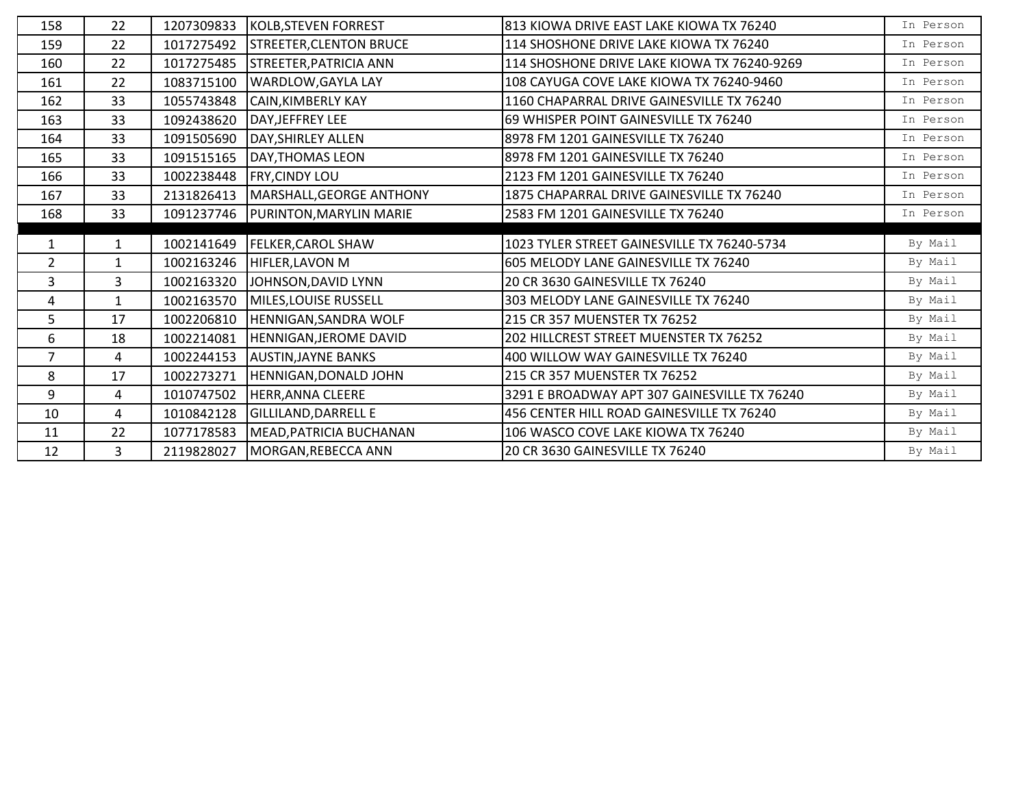| | | | | | |
|---|---|---|---|---|---|
| 158 | 22 | 1207309833 | KOLB,STEVEN FORREST | 813 KIOWA DRIVE EAST LAKE KIOWA TX 76240 | In Person |
| 159 | 22 | 1017275492 | STREETER,CLENTON BRUCE | 114 SHOSHONE DRIVE LAKE KIOWA TX 76240 | In Person |
| 160 | 22 | 1017275485 | STREETER,PATRICIA ANN | 114 SHOSHONE DRIVE LAKE KIOWA TX 76240-9269 | In Person |
| 161 | 22 | 1083715100 | WARDLOW,GAYLA LAY | 108 CAYUGA COVE LAKE KIOWA TX 76240-9460 | In Person |
| 162 | 33 | 1055743848 | CAIN,KIMBERLY KAY | 1160 CHAPARRAL DRIVE GAINESVILLE TX 76240 | In Person |
| 163 | 33 | 1092438620 | DAY,JEFFREY LEE | 69 WHISPER POINT GAINESVILLE TX 76240 | In Person |
| 164 | 33 | 1091505690 | DAY,SHIRLEY ALLEN | 8978 FM 1201 GAINESVILLE TX 76240 | In Person |
| 165 | 33 | 1091515165 | DAY,THOMAS LEON | 8978 FM 1201 GAINESVILLE TX 76240 | In Person |
| 166 | 33 | 1002238448 | FRY,CINDY LOU | 2123 FM 1201 GAINESVILLE TX 76240 | In Person |
| 167 | 33 | 2131826413 | MARSHALL,GEORGE ANTHONY | 1875 CHAPARRAL DRIVE GAINESVILLE TX 76240 | In Person |
| 168 | 33 | 1091237746 | PURINTON,MARYLIN MARIE | 2583 FM 1201 GAINESVILLE TX 76240 | In Person |
| 1 | 1 | 1002141649 | FELKER,CAROL SHAW | 1023 TYLER STREET GAINESVILLE TX 76240-5734 | By Mail |
| 2 | 1 | 1002163246 | HIFLER,LAVON M | 605 MELODY LANE GAINESVILLE TX 76240 | By Mail |
| 3 | 3 | 1002163320 | JOHNSON,DAVID LYNN | 20 CR 3630 GAINESVILLE TX 76240 | By Mail |
| 4 | 1 | 1002163570 | MILES,LOUISE RUSSELL | 303 MELODY LANE GAINESVILLE TX 76240 | By Mail |
| 5 | 17 | 1002206810 | HENNIGAN,SANDRA WOLF | 215 CR 357 MUENSTER TX 76252 | By Mail |
| 6 | 18 | 1002214081 | HENNIGAN,JEROME DAVID | 202 HILLCREST STREET MUENSTER TX 76252 | By Mail |
| 7 | 4 | 1002244153 | AUSTIN,JAYNE BANKS | 400 WILLOW WAY GAINESVILLE TX 76240 | By Mail |
| 8 | 17 | 1002273271 | HENNIGAN,DONALD JOHN | 215 CR 357 MUENSTER TX 76252 | By Mail |
| 9 | 4 | 1010747502 | HERR,ANNA CLEERE | 3291 E BROADWAY APT 307 GAINESVILLE TX 76240 | By Mail |
| 10 | 4 | 1010842128 | GILLILAND,DARRELL E | 456 CENTER HILL ROAD GAINESVILLE TX 76240 | By Mail |
| 11 | 22 | 1077178583 | MEAD,PATRICIA BUCHANAN | 106 WASCO COVE LAKE KIOWA TX 76240 | By Mail |
| 12 | 3 | 2119828027 | MORGAN,REBECCA ANN | 20 CR 3630 GAINESVILLE TX 76240 | By Mail |